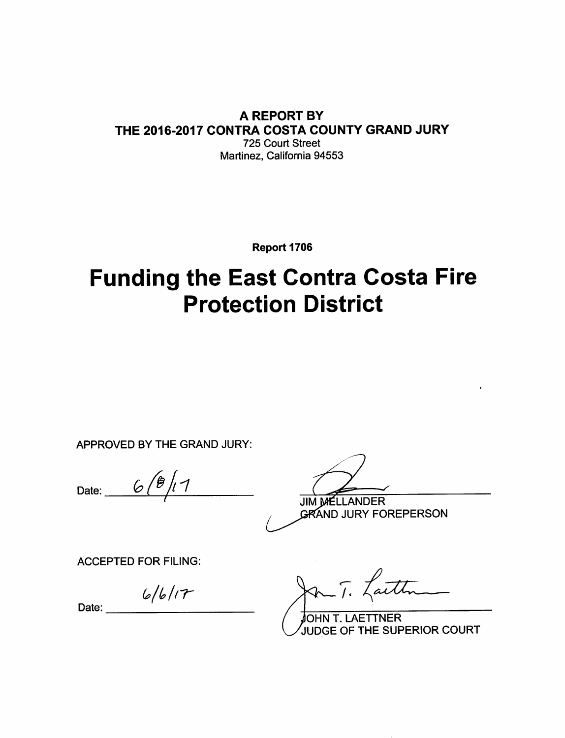**A REPORT BY**
**THE 2016-2017 CONTRA COSTA COUNTY GRAND JURY**
725 Court Street
Martinez, California 94553

**Report 1706**

# Funding the East Contra Costa Fire Protection District

APPROVED BY THE GRAND JURY:

Date: 6/6/17

JIM MELLANDER
GRAND JURY FOREPERSON

ACCEPTED FOR FILING:

Date: 6/6/17

JOHN T. LAETTNER
JUDGE OF THE SUPERIOR COURT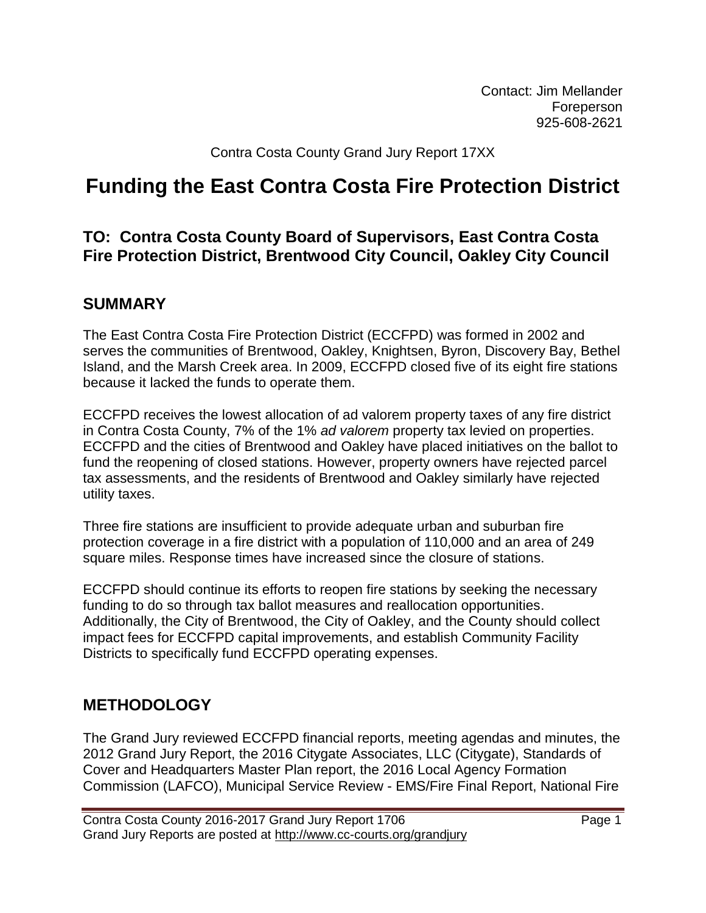Contact: Jim Mellander
Foreperson
925-608-2621

Contra Costa County Grand Jury Report 17XX

# Funding the East Contra Costa Fire Protection District

## TO: Contra Costa County Board of Supervisors, East Contra Costa Fire Protection District, Brentwood City Council, Oakley City Council

## SUMMARY

The East Contra Costa Fire Protection District (ECCFPD) was formed in 2002 and serves the communities of Brentwood, Oakley, Knightsen, Byron, Discovery Bay, Bethel Island, and the Marsh Creek area. In 2009, ECCFPD closed five of its eight fire stations because it lacked the funds to operate them.

ECCFPD receives the lowest allocation of ad valorem property taxes of any fire district in Contra Costa County, 7% of the 1% *ad valorem* property tax levied on properties. ECCFPD and the cities of Brentwood and Oakley have placed initiatives on the ballot to fund the reopening of closed stations. However, property owners have rejected parcel tax assessments, and the residents of Brentwood and Oakley similarly have rejected utility taxes.

Three fire stations are insufficient to provide adequate urban and suburban fire protection coverage in a fire district with a population of 110,000 and an area of 249 square miles. Response times have increased since the closure of stations.

ECCFPD should continue its efforts to reopen fire stations by seeking the necessary funding to do so through tax ballot measures and reallocation opportunities. Additionally, the City of Brentwood, the City of Oakley, and the County should collect impact fees for ECCFPD capital improvements, and establish Community Facility Districts to specifically fund ECCFPD operating expenses.

## METHODOLOGY

The Grand Jury reviewed ECCFPD financial reports, meeting agendas and minutes, the 2012 Grand Jury Report, the 2016 Citygate Associates, LLC (Citygate), Standards of Cover and Headquarters Master Plan report, the 2016 Local Agency Formation Commission (LAFCO), Municipal Service Review - EMS/Fire Final Report, National Fire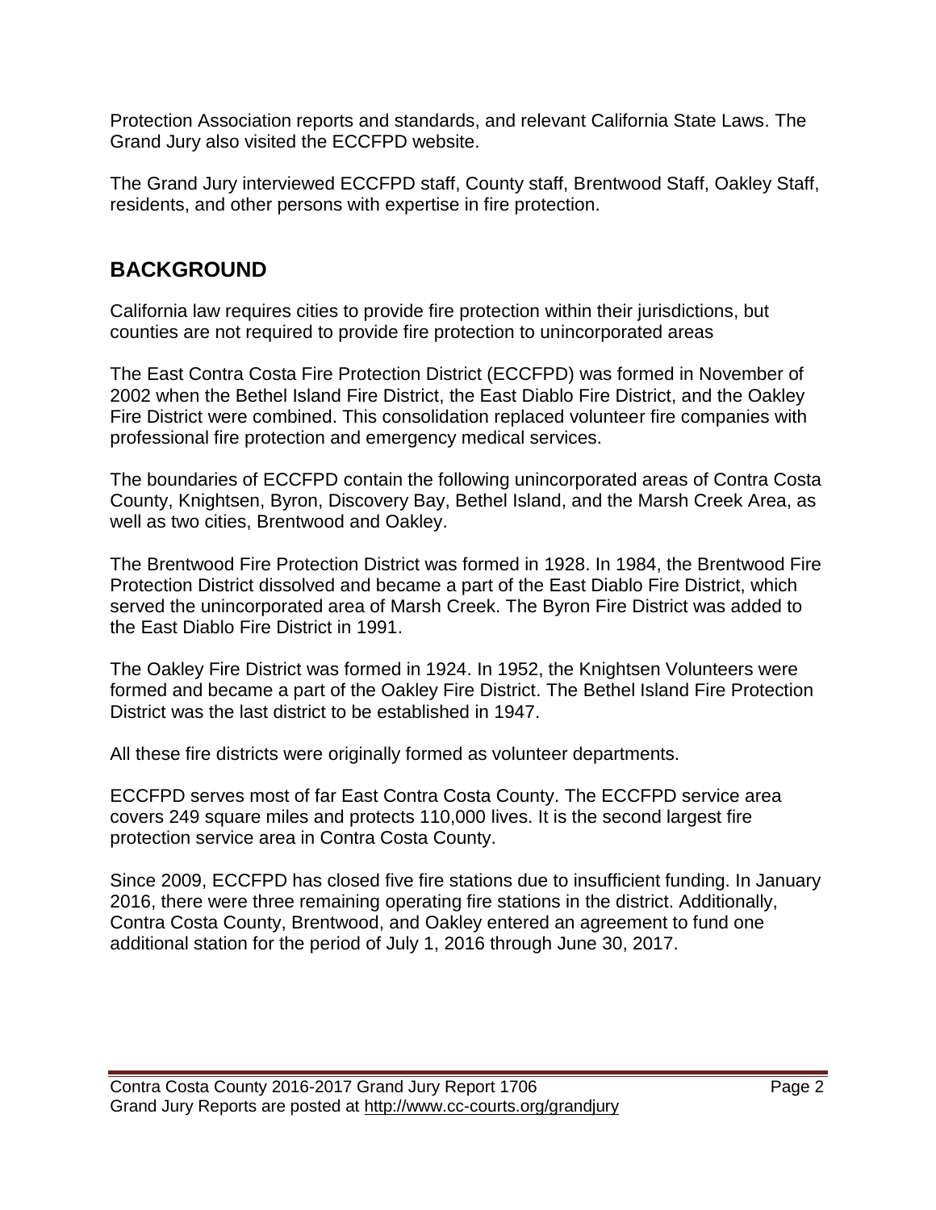Protection Association reports and standards, and relevant California State Laws. The Grand Jury also visited the ECCFPD website.

The Grand Jury interviewed ECCFPD staff, County staff, Brentwood Staff, Oakley Staff, residents, and other persons with expertise in fire protection.

## BACKGROUND

California law requires cities to provide fire protection within their jurisdictions, but counties are not required to provide fire protection to unincorporated areas

The East Contra Costa Fire Protection District (ECCFPD) was formed in November of 2002 when the Bethel Island Fire District, the East Diablo Fire District, and the Oakley Fire District were combined. This consolidation replaced volunteer fire companies with professional fire protection and emergency medical services.

The boundaries of ECCFPD contain the following unincorporated areas of Contra Costa County, Knightsen, Byron, Discovery Bay, Bethel Island, and the Marsh Creek Area, as well as two cities, Brentwood and Oakley.

The Brentwood Fire Protection District was formed in 1928. In 1984, the Brentwood Fire Protection District dissolved and became a part of the East Diablo Fire District, which served the unincorporated area of Marsh Creek. The Byron Fire District was added to the East Diablo Fire District in 1991.

The Oakley Fire District was formed in 1924. In 1952, the Knightsen Volunteers were formed and became a part of the Oakley Fire District. The Bethel Island Fire Protection District was the last district to be established in 1947.

All these fire districts were originally formed as volunteer departments.

ECCFPD serves most of far East Contra Costa County. The ECCFPD service area covers 249 square miles and protects 110,000 lives. It is the second largest fire protection service area in Contra Costa County.

Since 2009, ECCFPD has closed five fire stations due to insufficient funding. In January 2016, there were three remaining operating fire stations in the district. Additionally, Contra Costa County, Brentwood, and Oakley entered an agreement to fund one additional station for the period of July 1, 2016 through June 30, 2017.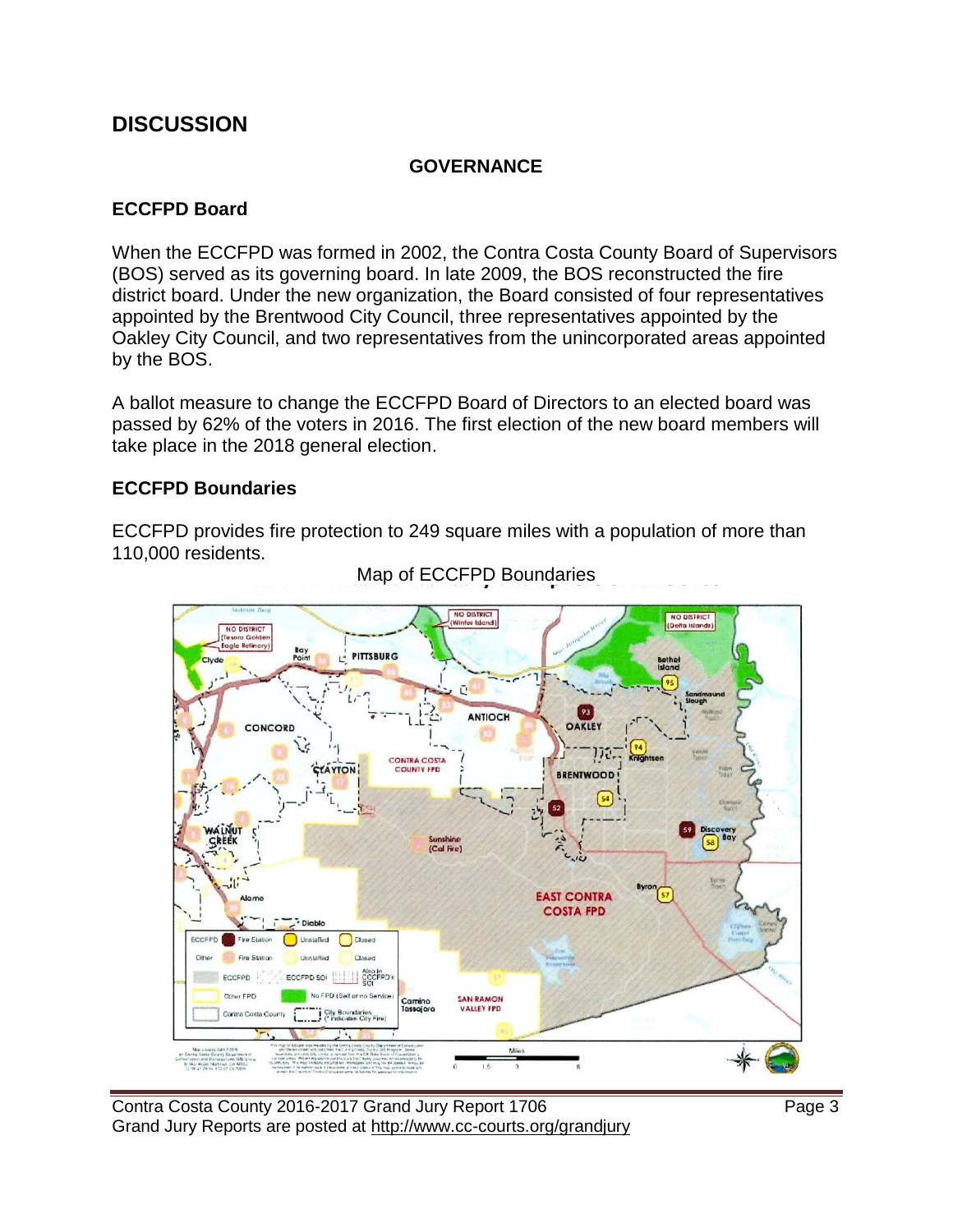# DISCUSSION

## GOVERNANCE

### ECCFPD Board

When the ECCFPD was formed in 2002, the Contra Costa County Board of Supervisors (BOS) served as its governing board. In late 2009, the BOS reconstructed the fire district board. Under the new organization, the Board consisted of four representatives appointed by the Brentwood City Council, three representatives appointed by the Oakley City Council, and two representatives from the unincorporated areas appointed by the BOS.

A ballot measure to change the ECCFPD Board of Directors to an elected board was passed by 62% of the voters in 2016. The first election of the new board members will take place in the 2018 general election.

### ECCFPD Boundaries

ECCFPD provides fire protection to 249 square miles with a population of more than 110,000 residents.

Map of ECCFPD Boundaries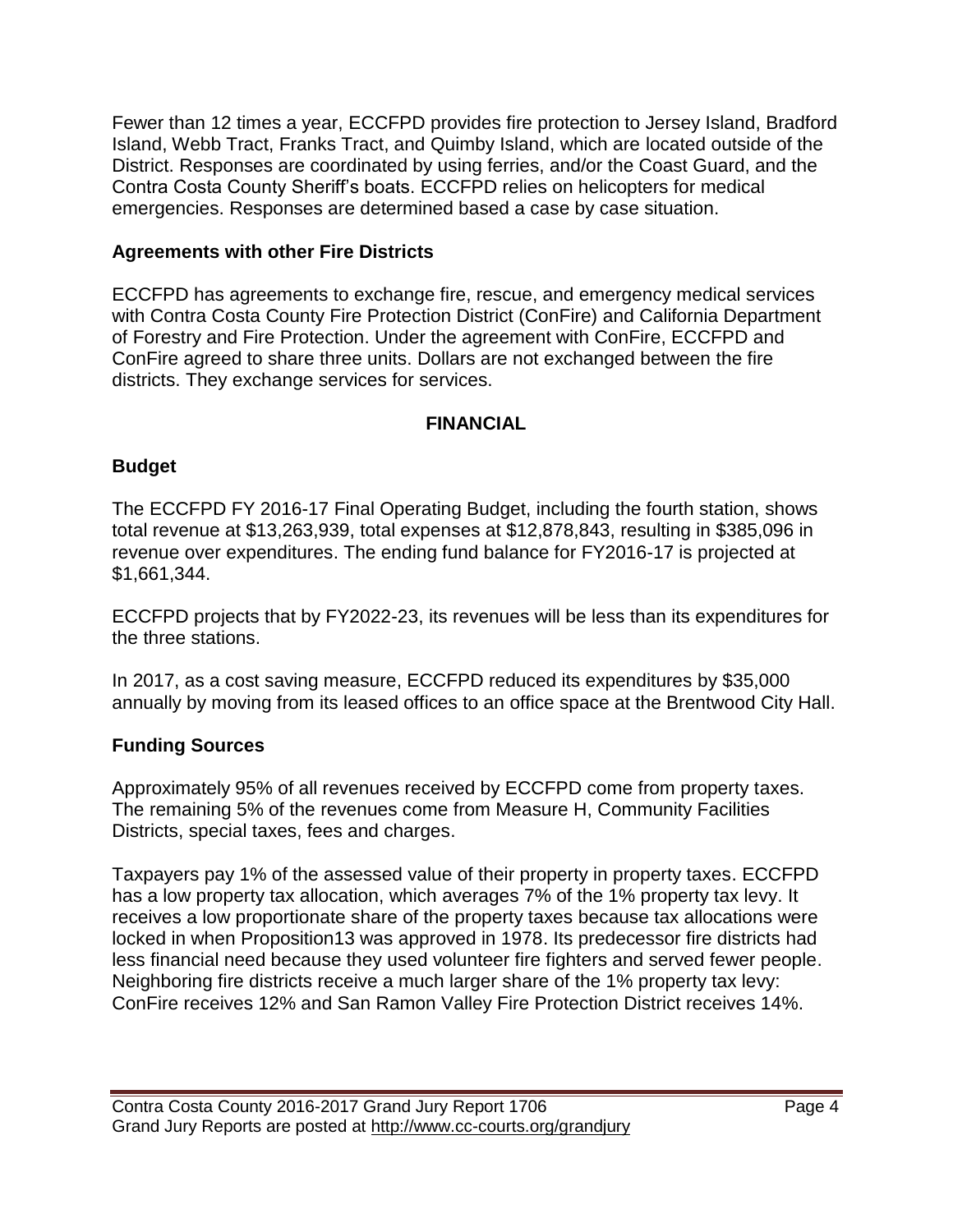Fewer than 12 times a year, ECCFPD provides fire protection to Jersey Island, Bradford Island, Webb Tract, Franks Tract, and Quimby Island, which are located outside of the District. Responses are coordinated by using ferries, and/or the Coast Guard, and the Contra Costa County Sheriff's boats. ECCFPD relies on helicopters for medical emergencies. Responses are determined based a case by case situation.

### Agreements with other Fire Districts

ECCFPD has agreements to exchange fire, rescue, and emergency medical services with Contra Costa County Fire Protection District (ConFire) and California Department of Forestry and Fire Protection. Under the agreement with ConFire, ECCFPD and ConFire agreed to share three units. Dollars are not exchanged between the fire districts. They exchange services for services.

## FINANCIAL

### Budget

The ECCFPD FY 2016-17 Final Operating Budget, including the fourth station, shows total revenue at $13,263,939, total expenses at $12,878,843, resulting in $385,096 in revenue over expenditures. The ending fund balance for FY2016-17 is projected at $1,661,344.

ECCFPD projects that by FY2022-23, its revenues will be less than its expenditures for the three stations.

In 2017, as a cost saving measure, ECCFPD reduced its expenditures by $35,000 annually by moving from its leased offices to an office space at the Brentwood City Hall.

### Funding Sources

Approximately 95% of all revenues received by ECCFPD come from property taxes. The remaining 5% of the revenues come from Measure H, Community Facilities Districts, special taxes, fees and charges.

Taxpayers pay 1% of the assessed value of their property in property taxes. ECCFPD has a low property tax allocation, which averages 7% of the 1% property tax levy. It receives a low proportionate share of the property taxes because tax allocations were locked in when Proposition13 was approved in 1978. Its predecessor fire districts had less financial need because they used volunteer fire fighters and served fewer people. Neighboring fire districts receive a much larger share of the 1% property tax levy: ConFire receives 12% and San Ramon Valley Fire Protection District receives 14%.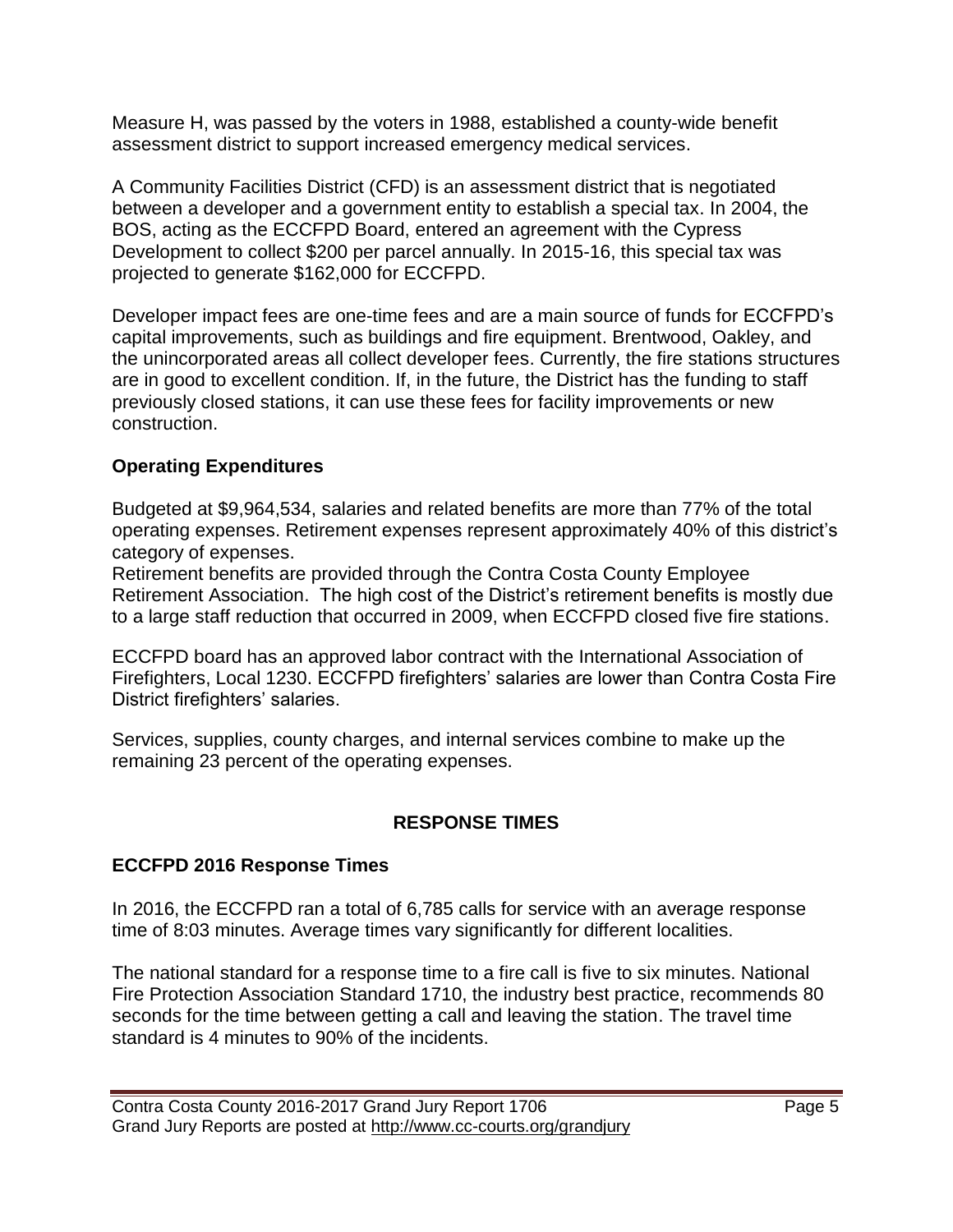Measure H, was passed by the voters in 1988, established a county-wide benefit assessment district to support increased emergency medical services.

A Community Facilities District (CFD) is an assessment district that is negotiated between a developer and a government entity to establish a special tax. In 2004, the BOS, acting as the ECCFPD Board, entered an agreement with the Cypress Development to collect $200 per parcel annually. In 2015-16, this special tax was projected to generate $162,000 for ECCFPD.

Developer impact fees are one-time fees and are a main source of funds for ECCFPD's capital improvements, such as buildings and fire equipment. Brentwood, Oakley, and the unincorporated areas all collect developer fees. Currently, the fire stations structures are in good to excellent condition. If, in the future, the District has the funding to staff previously closed stations, it can use these fees for facility improvements or new construction.

### Operating Expenditures

Budgeted at $9,964,534, salaries and related benefits are more than 77% of the total operating expenses. Retirement expenses represent approximately 40% of this district's category of expenses.
Retirement benefits are provided through the Contra Costa County Employee Retirement Association. The high cost of the District's retirement benefits is mostly due to a large staff reduction that occurred in 2009, when ECCFPD closed five fire stations.

ECCFPD board has an approved labor contract with the International Association of Firefighters, Local 1230. ECCFPD firefighters' salaries are lower than Contra Costa Fire District firefighters' salaries.

Services, supplies, county charges, and internal services combine to make up the remaining 23 percent of the operating expenses.

## RESPONSE TIMES

### ECCFPD 2016 Response Times

In 2016, the ECCFPD ran a total of 6,785 calls for service with an average response time of 8:03 minutes. Average times vary significantly for different localities.

The national standard for a response time to a fire call is five to six minutes. National Fire Protection Association Standard 1710, the industry best practice, recommends 80 seconds for the time between getting a call and leaving the station. The travel time standard is 4 minutes to 90% of the incidents.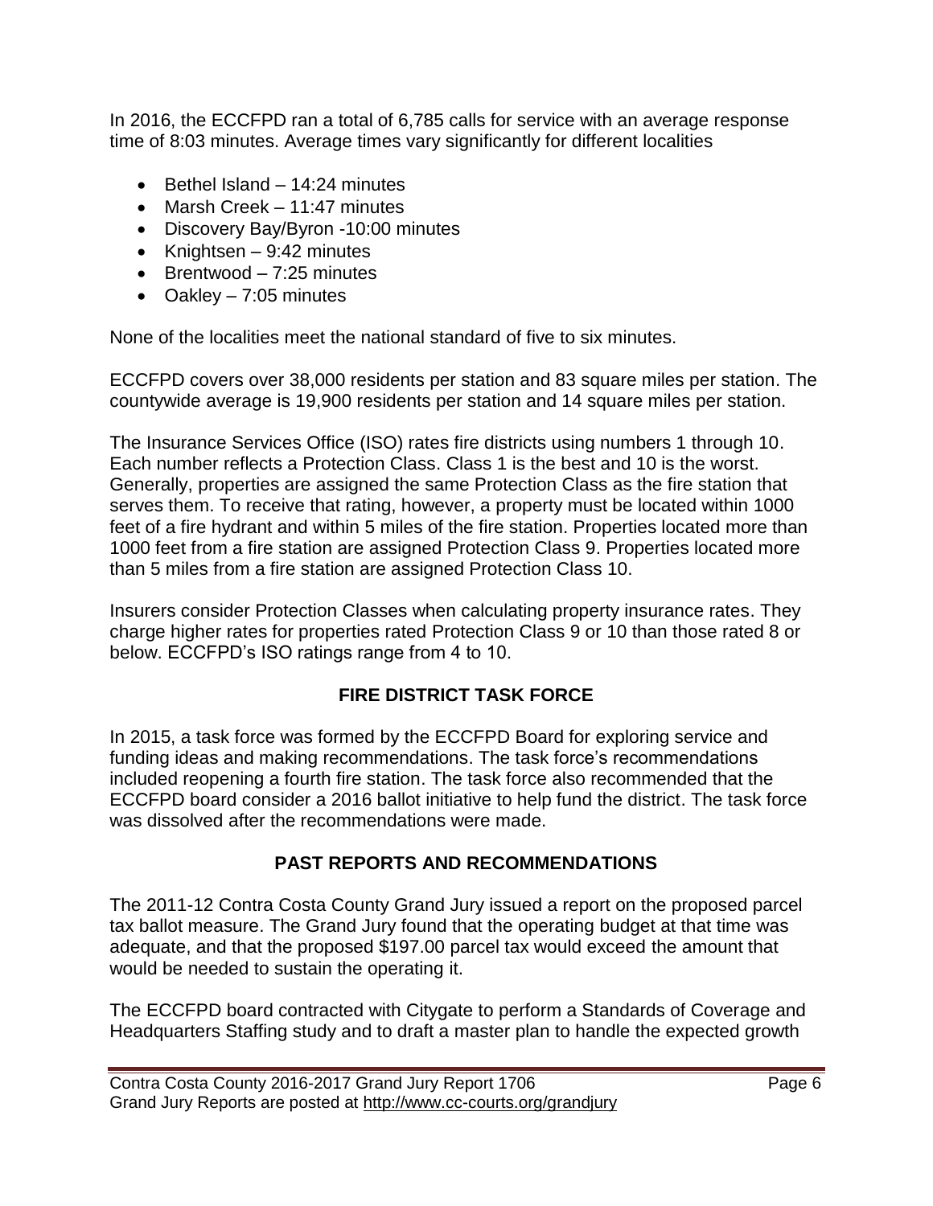In 2016, the ECCFPD ran a total of 6,785 calls for service with an average response time of 8:03 minutes. Average times vary significantly for different localities

- Bethel Island – 14:24 minutes
- Marsh Creek – 11:47 minutes
- Discovery Bay/Byron -10:00 minutes
- Knightsen – 9:42 minutes
- Brentwood – 7:25 minutes
- Oakley – 7:05 minutes

None of the localities meet the national standard of five to six minutes.

ECCFPD covers over 38,000 residents per station and 83 square miles per station. The countywide average is 19,900 residents per station and 14 square miles per station.

The Insurance Services Office (ISO) rates fire districts using numbers 1 through 10. Each number reflects a Protection Class. Class 1 is the best and 10 is the worst. Generally, properties are assigned the same Protection Class as the fire station that serves them. To receive that rating, however, a property must be located within 1000 feet of a fire hydrant and within 5 miles of the fire station. Properties located more than 1000 feet from a fire station are assigned Protection Class 9. Properties located more than 5 miles from a fire station are assigned Protection Class 10.

Insurers consider Protection Classes when calculating property insurance rates. They charge higher rates for properties rated Protection Class 9 or 10 than those rated 8 or below. ECCFPD's ISO ratings range from 4 to 10.

## FIRE DISTRICT TASK FORCE

In 2015, a task force was formed by the ECCFPD Board for exploring service and funding ideas and making recommendations. The task force's recommendations included reopening a fourth fire station. The task force also recommended that the ECCFPD board consider a 2016 ballot initiative to help fund the district. The task force was dissolved after the recommendations were made.

## PAST REPORTS AND RECOMMENDATIONS

The 2011-12 Contra Costa County Grand Jury issued a report on the proposed parcel tax ballot measure. The Grand Jury found that the operating budget at that time was adequate, and that the proposed $197.00 parcel tax would exceed the amount that would be needed to sustain the operating it.

The ECCFPD board contracted with Citygate to perform a Standards of Coverage and Headquarters Staffing study and to draft a master plan to handle the expected growth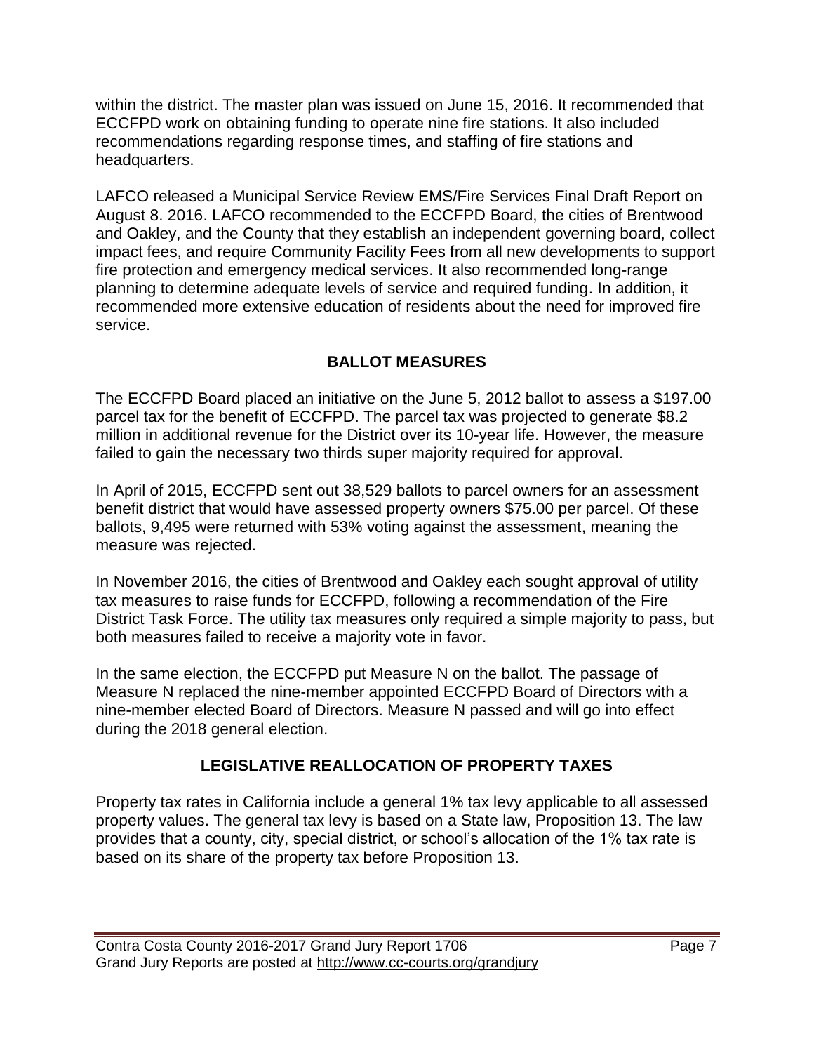within the district. The master plan was issued on June 15, 2016. It recommended that ECCFPD work on obtaining funding to operate nine fire stations. It also included recommendations regarding response times, and staffing of fire stations and headquarters.

LAFCO released a Municipal Service Review EMS/Fire Services Final Draft Report on August 8. 2016. LAFCO recommended to the ECCFPD Board, the cities of Brentwood and Oakley, and the County that they establish an independent governing board, collect impact fees, and require Community Facility Fees from all new developments to support fire protection and emergency medical services. It also recommended long-range planning to determine adequate levels of service and required funding. In addition, it recommended more extensive education of residents about the need for improved fire service.

## BALLOT MEASURES

The ECCFPD Board placed an initiative on the June 5, 2012 ballot to assess a $197.00 parcel tax for the benefit of ECCFPD. The parcel tax was projected to generate $8.2 million in additional revenue for the District over its 10-year life. However, the measure failed to gain the necessary two thirds super majority required for approval.

In April of 2015, ECCFPD sent out 38,529 ballots to parcel owners for an assessment benefit district that would have assessed property owners $75.00 per parcel. Of these ballots, 9,495 were returned with 53% voting against the assessment, meaning the measure was rejected.

In November 2016, the cities of Brentwood and Oakley each sought approval of utility tax measures to raise funds for ECCFPD, following a recommendation of the Fire District Task Force. The utility tax measures only required a simple majority to pass, but both measures failed to receive a majority vote in favor.

In the same election, the ECCFPD put Measure N on the ballot. The passage of Measure N replaced the nine-member appointed ECCFPD Board of Directors with a nine-member elected Board of Directors. Measure N passed and will go into effect during the 2018 general election.

## LEGISLATIVE REALLOCATION OF PROPERTY TAXES

Property tax rates in California include a general 1% tax levy applicable to all assessed property values. The general tax levy is based on a State law, Proposition 13. The law provides that a county, city, special district, or school's allocation of the 1% tax rate is based on its share of the property tax before Proposition 13.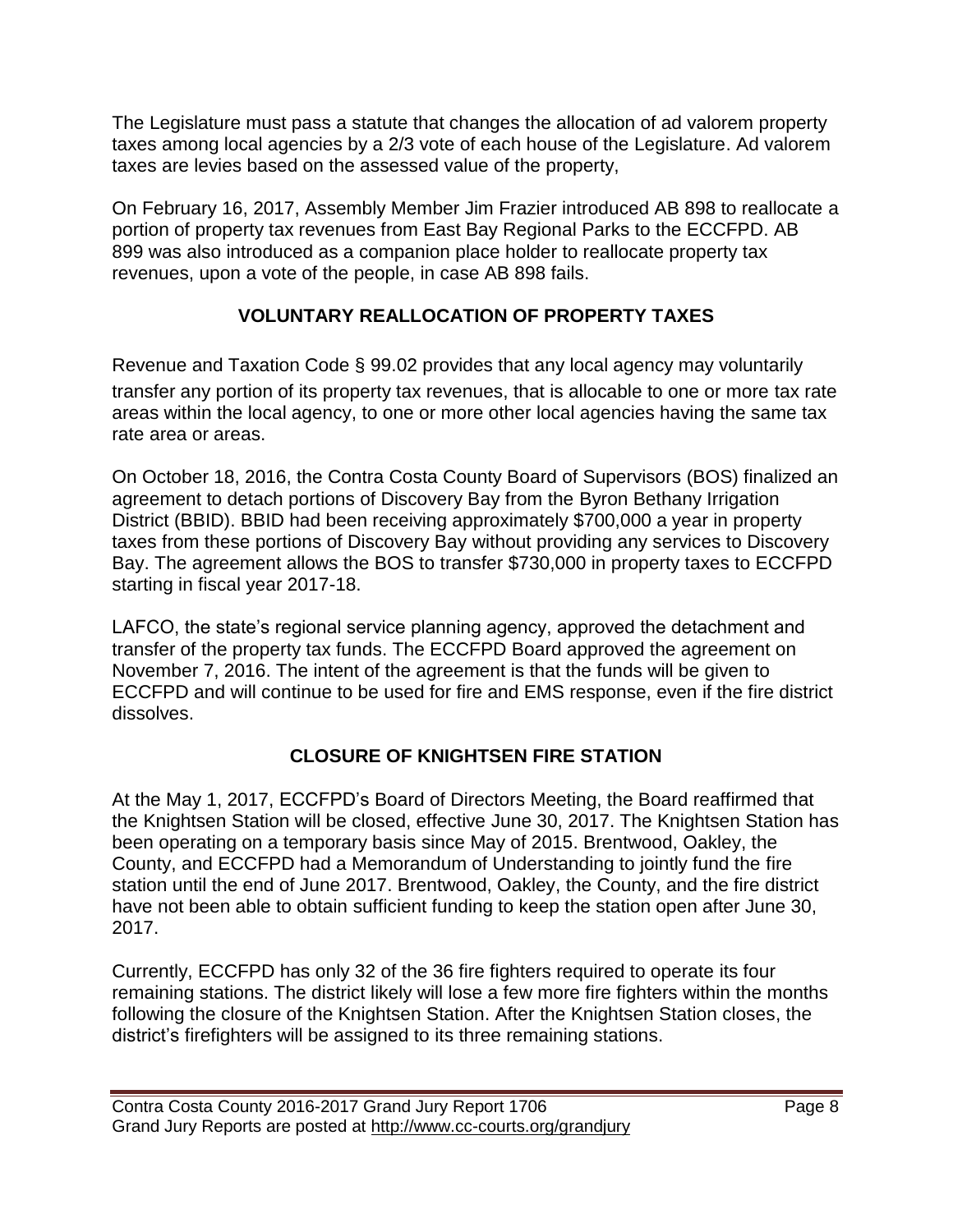The Legislature must pass a statute that changes the allocation of ad valorem property taxes among local agencies by a 2/3 vote of each house of the Legislature. Ad valorem taxes are levies based on the assessed value of the property,

On February 16, 2017, Assembly Member Jim Frazier introduced AB 898 to reallocate a portion of property tax revenues from East Bay Regional Parks to the ECCFPD. AB 899 was also introduced as a companion place holder to reallocate property tax revenues, upon a vote of the people, in case AB 898 fails.

## VOLUNTARY REALLOCATION OF PROPERTY TAXES

Revenue and Taxation Code § 99.02 provides that any local agency may voluntarily transfer any portion of its property tax revenues, that is allocable to one or more tax rate areas within the local agency, to one or more other local agencies having the same tax rate area or areas.

On October 18, 2016, the Contra Costa County Board of Supervisors (BOS) finalized an agreement to detach portions of Discovery Bay from the Byron Bethany Irrigation District (BBID). BBID had been receiving approximately $700,000 a year in property taxes from these portions of Discovery Bay without providing any services to Discovery Bay. The agreement allows the BOS to transfer $730,000 in property taxes to ECCFPD starting in fiscal year 2017-18.

LAFCO, the state's regional service planning agency, approved the detachment and transfer of the property tax funds. The ECCFPD Board approved the agreement on November 7, 2016. The intent of the agreement is that the funds will be given to ECCFPD and will continue to be used for fire and EMS response, even if the fire district dissolves.

## CLOSURE OF KNIGHTSEN FIRE STATION

At the May 1, 2017, ECCFPD's Board of Directors Meeting, the Board reaffirmed that the Knightsen Station will be closed, effective June 30, 2017. The Knightsen Station has been operating on a temporary basis since May of 2015. Brentwood, Oakley, the County, and ECCFPD had a Memorandum of Understanding to jointly fund the fire station until the end of June 2017. Brentwood, Oakley, the County, and the fire district have not been able to obtain sufficient funding to keep the station open after June 30, 2017.

Currently, ECCFPD has only 32 of the 36 fire fighters required to operate its four remaining stations. The district likely will lose a few more fire fighters within the months following the closure of the Knightsen Station. After the Knightsen Station closes, the district's firefighters will be assigned to its three remaining stations.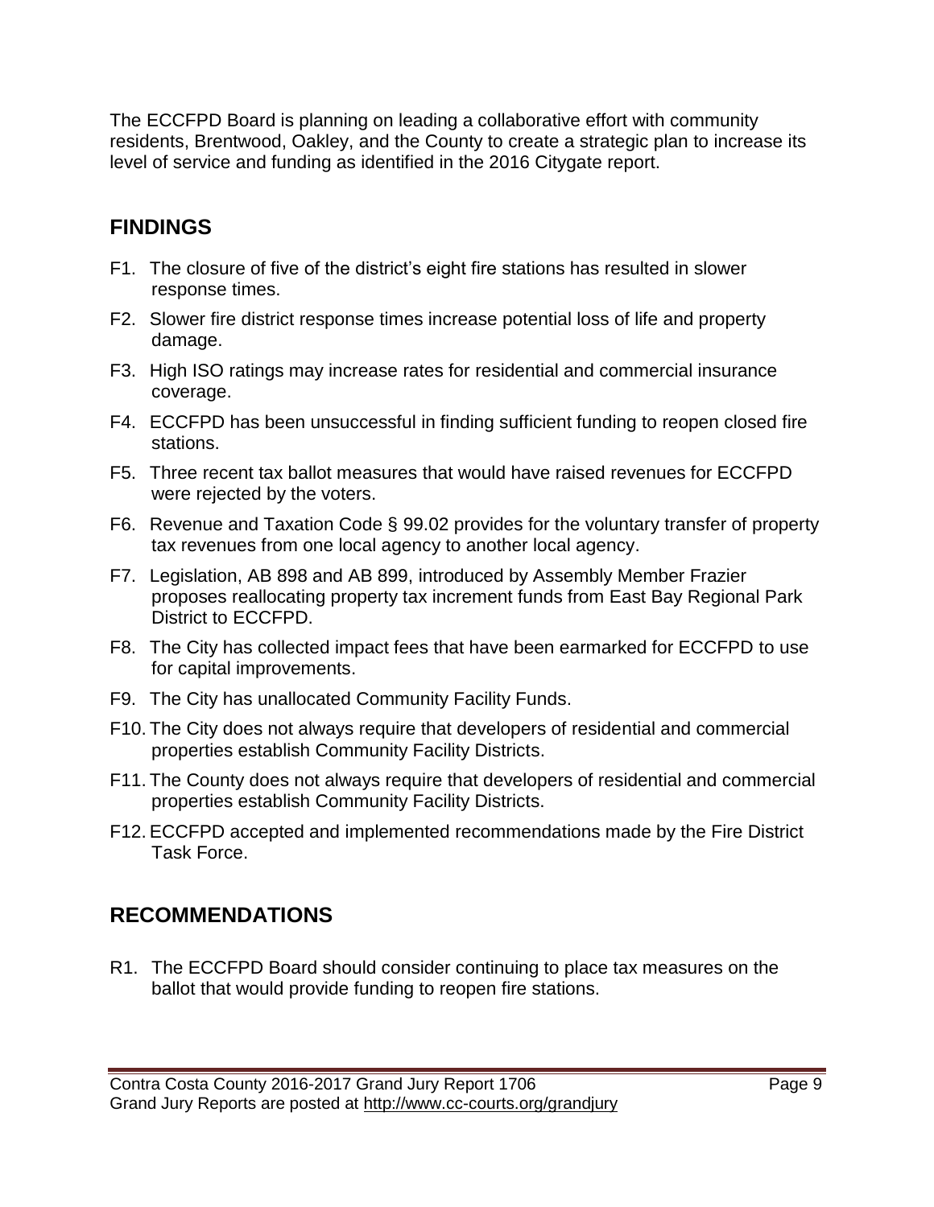The ECCFPD Board is planning on leading a collaborative effort with community residents, Brentwood, Oakley, and the County to create a strategic plan to increase its level of service and funding as identified in the 2016 Citygate report.

## FINDINGS

F1. The closure of five of the district's eight fire stations has resulted in slower response times.

F2. Slower fire district response times increase potential loss of life and property damage.

F3. High ISO ratings may increase rates for residential and commercial insurance coverage.

F4. ECCFPD has been unsuccessful in finding sufficient funding to reopen closed fire stations.

F5. Three recent tax ballot measures that would have raised revenues for ECCFPD were rejected by the voters.

F6. Revenue and Taxation Code § 99.02 provides for the voluntary transfer of property tax revenues from one local agency to another local agency.

F7. Legislation, AB 898 and AB 899, introduced by Assembly Member Frazier proposes reallocating property tax increment funds from East Bay Regional Park District to ECCFPD.

F8. The City has collected impact fees that have been earmarked for ECCFPD to use for capital improvements.

F9. The City has unallocated Community Facility Funds.

F10. The City does not always require that developers of residential and commercial properties establish Community Facility Districts.

F11. The County does not always require that developers of residential and commercial properties establish Community Facility Districts.

F12. ECCFPD accepted and implemented recommendations made by the Fire District Task Force.

## RECOMMENDATIONS

R1. The ECCFPD Board should consider continuing to place tax measures on the ballot that would provide funding to reopen fire stations.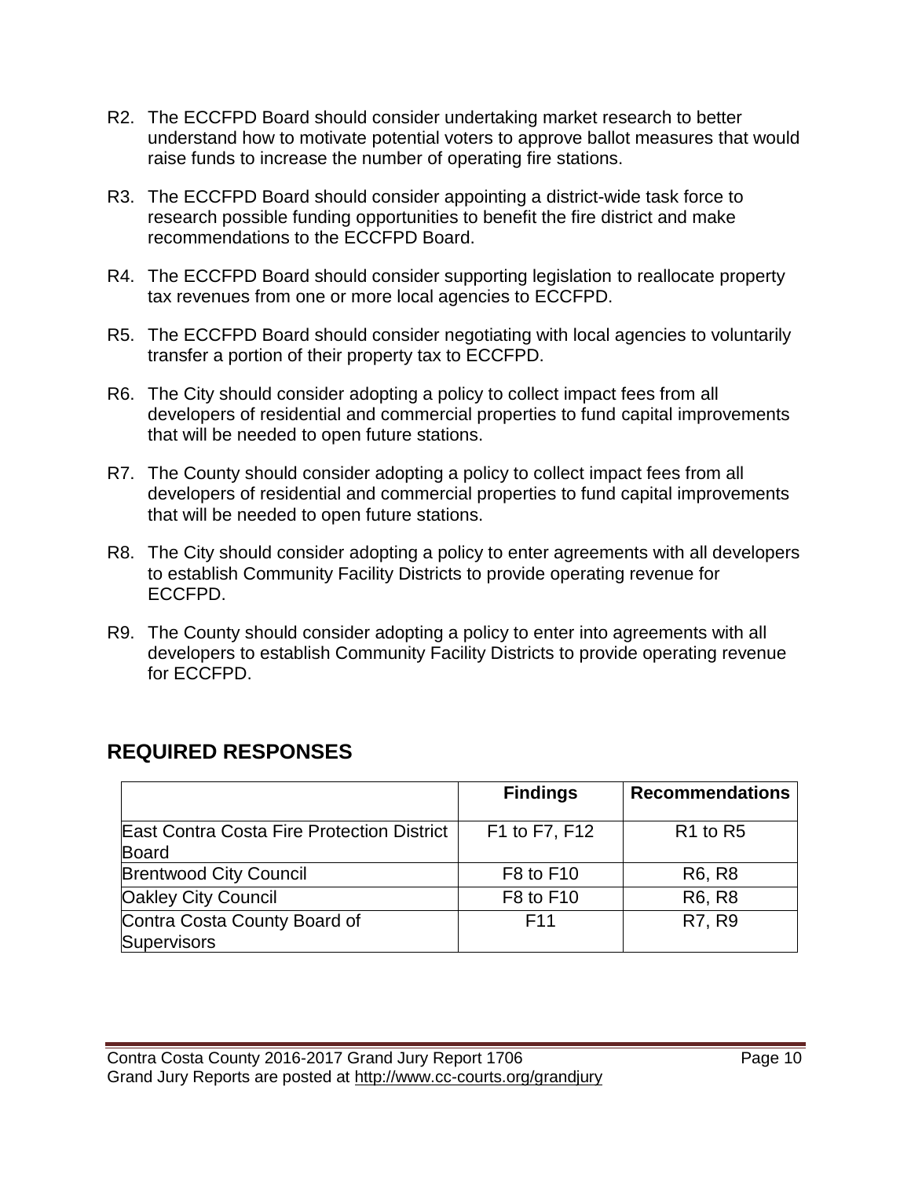R2. The ECCFPD Board should consider undertaking market research to better understand how to motivate potential voters to approve ballot measures that would raise funds to increase the number of operating fire stations.

R3. The ECCFPD Board should consider appointing a district-wide task force to research possible funding opportunities to benefit the fire district and make recommendations to the ECCFPD Board.

R4. The ECCFPD Board should consider supporting legislation to reallocate property tax revenues from one or more local agencies to ECCFPD.

R5. The ECCFPD Board should consider negotiating with local agencies to voluntarily transfer a portion of their property tax to ECCFPD.

R6. The City should consider adopting a policy to collect impact fees from all developers of residential and commercial properties to fund capital improvements that will be needed to open future stations.

R7. The County should consider adopting a policy to collect impact fees from all developers of residential and commercial properties to fund capital improvements that will be needed to open future stations.

R8. The City should consider adopting a policy to enter agreements with all developers to establish Community Facility Districts to provide operating revenue for ECCFPD.

R9. The County should consider adopting a policy to enter into agreements with all developers to establish Community Facility Districts to provide operating revenue for ECCFPD.

## REQUIRED RESPONSES

| | Findings | Recommendations |
|---|---|---|
| East Contra Costa Fire Protection District Board | F1 to F7, F12 | R1 to R5 |
| Brentwood City Council | F8 to F10 | R6, R8 |
| Oakley City Council | F8 to F10 | R6, R8 |
| Contra Costa County Board of Supervisors | F11 | R7, R9 |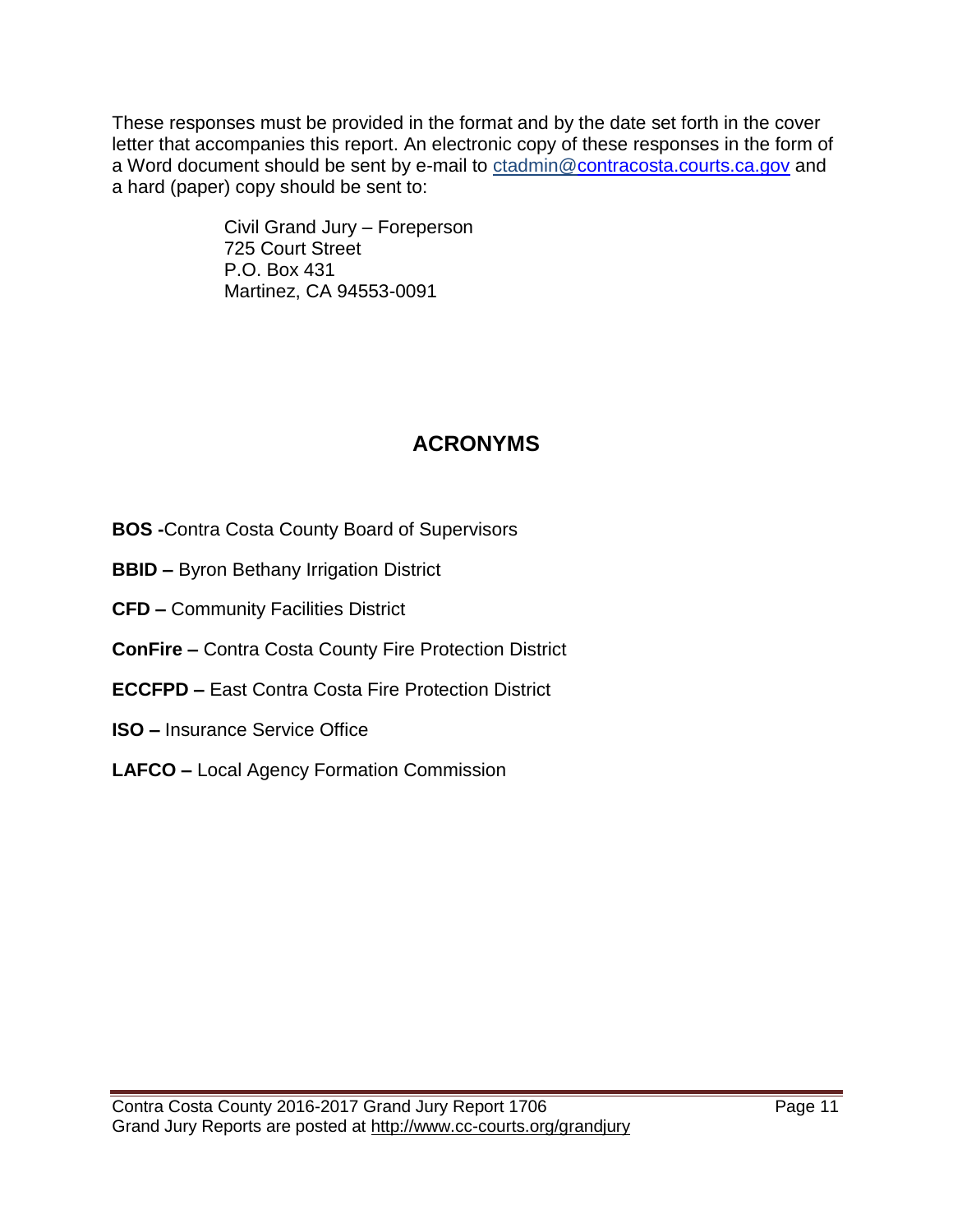These responses must be provided in the format and by the date set forth in the cover letter that accompanies this report. An electronic copy of these responses in the form of a Word document should be sent by e-mail to ctadmin@contracosta.courts.ca.gov and a hard (paper) copy should be sent to:

Civil Grand Jury – Foreperson
725 Court Street
P.O. Box 431
Martinez, CA 94553-0091

## ACRONYMS

**BOS -**Contra Costa County Board of Supervisors

**BBID –** Byron Bethany Irrigation District

**CFD –** Community Facilities District

**ConFire –** Contra Costa County Fire Protection District

**ECCFPD –** East Contra Costa Fire Protection District

**ISO –** Insurance Service Office

**LAFCO –** Local Agency Formation Commission